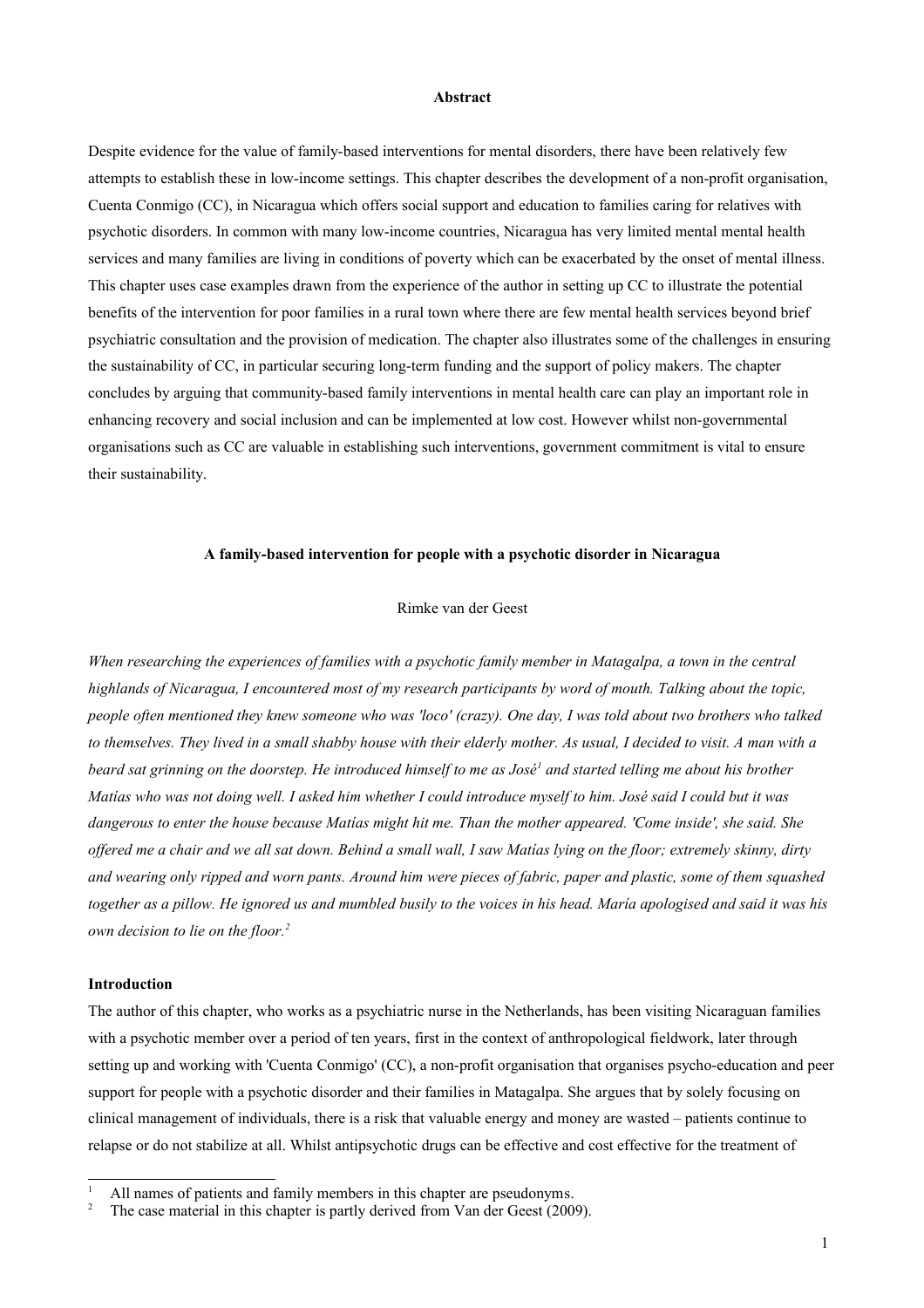**Abstract**

Despite evidence for the value of family-based interventions for mental disorders, there have been relatively few attempts to establish these in low-income settings. This chapter describes the development of a non-profit organisation, Cuenta Conmigo (CC), in Nicaragua which offers social support and education to families caring for relatives with psychotic disorders. In common with many low-income countries, Nicaragua has very limited mental mental health services and many families are living in conditions of poverty which can be exacerbated by the onset of mental illness. This chapter uses case examples drawn from the experience of the author in setting up CC to illustrate the potential benefits of the intervention for poor families in a rural town where there are few mental health services beyond brief psychiatric consultation and the provision of medication. The chapter also illustrates some of the challenges in ensuring the sustainability of CC, in particular securing long-term funding and the support of policy makers. The chapter concludes by arguing that community-based family interventions in mental health care can play an important role in enhancing recovery and social inclusion and can be implemented at low cost. However whilst non-governmental organisations such as CC are valuable in establishing such interventions, government commitment is vital to ensure their sustainability.

**A family-based intervention for people with a psychotic disorder in Nicaragua**

Rimke van der Geest

*When researching the experiences of families with a psychotic family member in Matagalpa, a town in the central highlands of Nicaragua, I encountered most of my research participants by word of mouth. Talking about the topic, people often mentioned they knew someone who was 'loco' (crazy). One day, I was told about two brothers who talked to themselves. They lived in a small shabby house with their elderly mother. As usual, I decided to visit. A man with a beard sat grinning on the doorstep. He introduced himself to me as José*[1] *and started telling me about his brother Matías who was not doing well. I asked him whether I could introduce myself to him. José said I could but it was dangerous to enter the house because Matías might hit me. Than the mother appeared. 'Come inside', she said. She offered me a chair and we all sat down. Behind a small wall, I saw Matías lying on the floor; extremely skinny, dirty and wearing only ripped and worn pants. Around him were pieces of fabric, paper and plastic, some of them squashed together as a pillow. He ignored us and mumbled busily to the voices in his head. María apologised and said it was his own decision to lie on the floor.*[2]

**Introduction**

The author of this chapter, who works as a psychiatric nurse in the Netherlands, has been visiting Nicaraguan families with a psychotic member over a period of ten years, first in the context of anthropological fieldwork, later through setting up and working with 'Cuenta Conmigo' (CC), a non-profit organisation that organises psycho-education and peer support for people with a psychotic disorder and their families in Matagalpa. She argues that by solely focusing on clinical management of individuals, there is a risk that valuable energy and money are wasted – patients continue to relapse or do not stabilize at all. Whilst antipsychotic drugs can be effective and cost effective for the treatment of

[1] All names of patients and family members in this chapter are pseudonyms.

[2] The case material in this chapter is partly derived from Van der Geest (2009).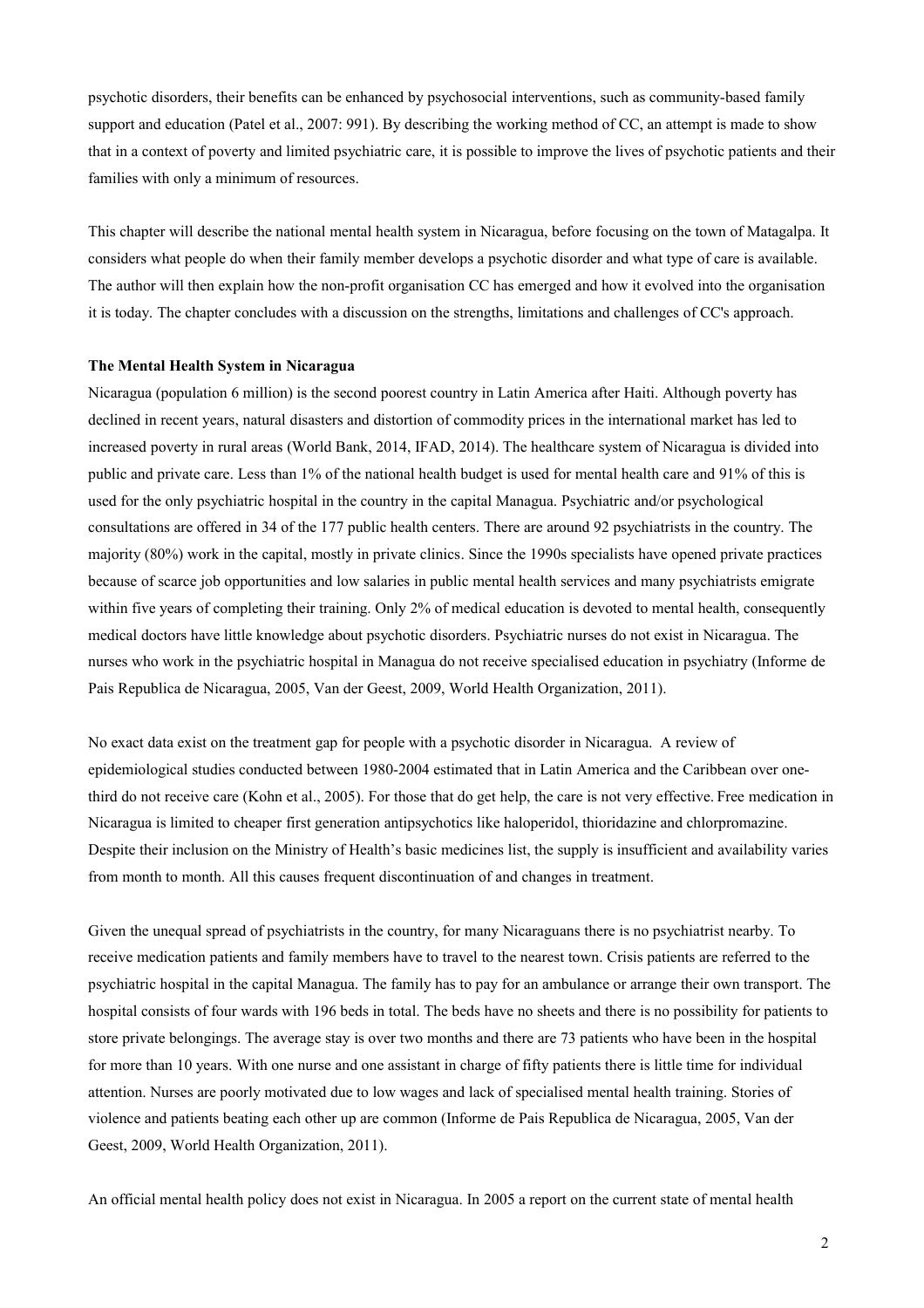psychotic disorders, their benefits can be enhanced by psychosocial interventions, such as community-based family support and education (Patel et al., 2007: 991). By describing the working method of CC, an attempt is made to show that in a context of poverty and limited psychiatric care, it is possible to improve the lives of psychotic patients and their families with only a minimum of resources.

This chapter will describe the national mental health system in Nicaragua, before focusing on the town of Matagalpa. It considers what people do when their family member develops a psychotic disorder and what type of care is available. The author will then explain how the non-profit organisation CC has emerged and how it evolved into the organisation it is today. The chapter concludes with a discussion on the strengths, limitations and challenges of CC's approach.

**The Mental Health System in Nicaragua**

Nicaragua (population 6 million) is the second poorest country in Latin America after Haiti. Although poverty has declined in recent years, natural disasters and distortion of commodity prices in the international market has led to increased poverty in rural areas (World Bank, 2014, IFAD, 2014). The healthcare system of Nicaragua is divided into public and private care. Less than 1% of the national health budget is used for mental health care and 91% of this is used for the only psychiatric hospital in the country in the capital Managua. Psychiatric and/or psychological consultations are offered in 34 of the 177 public health centers. There are around 92 psychiatrists in the country. The majority (80%) work in the capital, mostly in private clinics. Since the 1990s specialists have opened private practices because of scarce job opportunities and low salaries in public mental health services and many psychiatrists emigrate within five years of completing their training. Only 2% of medical education is devoted to mental health, consequently medical doctors have little knowledge about psychotic disorders. Psychiatric nurses do not exist in Nicaragua. The nurses who work in the psychiatric hospital in Managua do not receive specialised education in psychiatry (Informe de Pais Republica de Nicaragua, 2005, Van der Geest, 2009, World Health Organization, 2011).

No exact data exist on the treatment gap for people with a psychotic disorder in Nicaragua. A review of epidemiological studies conducted between 1980-2004 estimated that in Latin America and the Caribbean over one-third do not receive care (Kohn et al., 2005). For those that do get help, the care is not very effective. Free medication in Nicaragua is limited to cheaper first generation antipsychotics like haloperidol, thioridazine and chlorpromazine. Despite their inclusion on the Ministry of Health's basic medicines list, the supply is insufficient and availability varies from month to month. All this causes frequent discontinuation of and changes in treatment.

Given the unequal spread of psychiatrists in the country, for many Nicaraguans there is no psychiatrist nearby. To receive medication patients and family members have to travel to the nearest town. Crisis patients are referred to the psychiatric hospital in the capital Managua. The family has to pay for an ambulance or arrange their own transport. The hospital consists of four wards with 196 beds in total. The beds have no sheets and there is no possibility for patients to store private belongings. The average stay is over two months and there are 73 patients who have been in the hospital for more than 10 years. With one nurse and one assistant in charge of fifty patients there is little time for individual attention. Nurses are poorly motivated due to low wages and lack of specialised mental health training. Stories of violence and patients beating each other up are common (Informe de Pais Republica de Nicaragua, 2005, Van der Geest, 2009, World Health Organization, 2011).

An official mental health policy does not exist in Nicaragua. In 2005 a report on the current state of mental health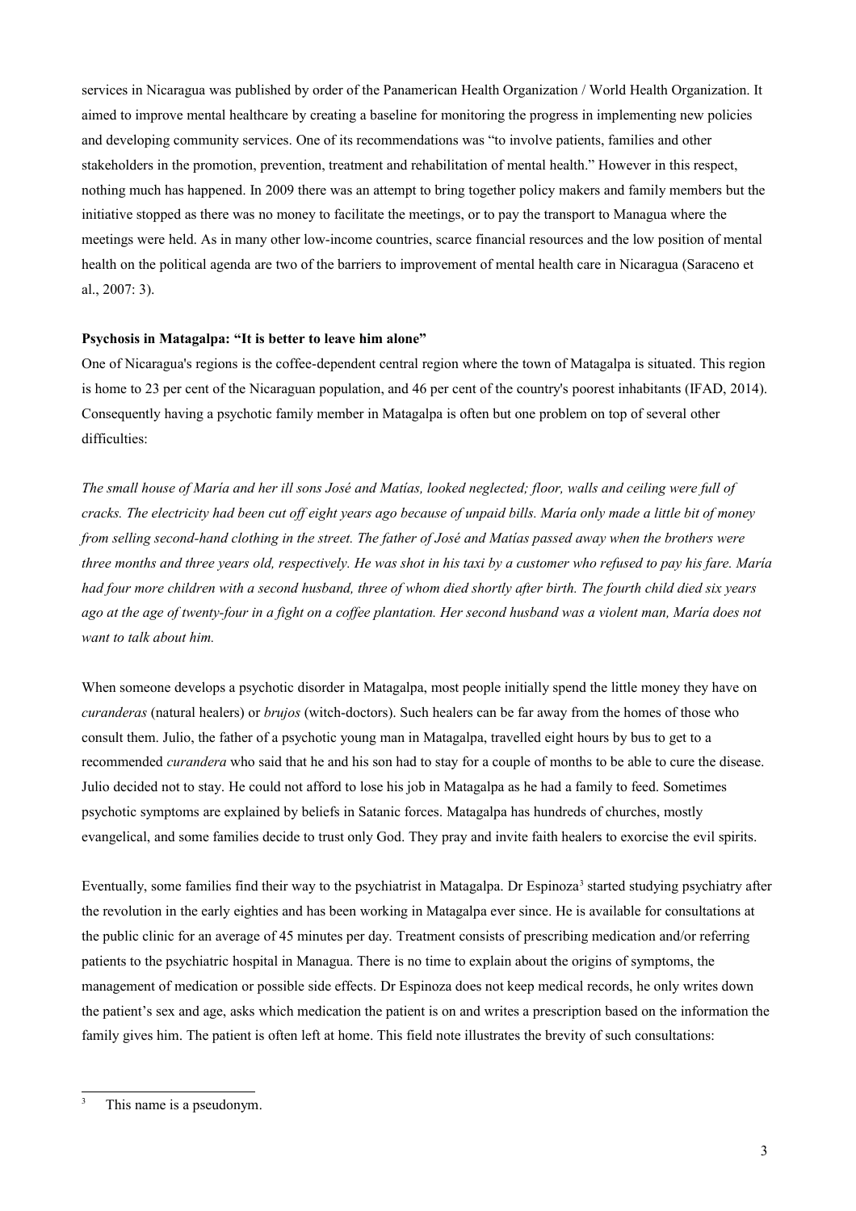services in Nicaragua was published by order of the Panamerican Health Organization / World Health Organization. It aimed to improve mental healthcare by creating a baseline for monitoring the progress in implementing new policies and developing community services. One of its recommendations was "to involve patients, families and other stakeholders in the promotion, prevention, treatment and rehabilitation of mental health." However in this respect, nothing much has happened. In 2009 there was an attempt to bring together policy makers and family members but the initiative stopped as there was no money to facilitate the meetings, or to pay the transport to Managua where the meetings were held. As in many other low-income countries, scarce financial resources and the low position of mental health on the political agenda are two of the barriers to improvement of mental health care in Nicaragua (Saraceno et al., 2007: 3).

**Psychosis in Matagalpa: "It is better to leave him alone"**

One of Nicaragua's regions is the coffee-dependent central region where the town of Matagalpa is situated. This region is home to 23 per cent of the Nicaraguan population, and 46 per cent of the country's poorest inhabitants (IFAD, 2014). Consequently having a psychotic family member in Matagalpa is often but one problem on top of several other difficulties:

*The small house of María and her ill sons José and Matías, looked neglected; floor, walls and ceiling were full of cracks. The electricity had been cut off eight years ago because of unpaid bills. María only made a little bit of money from selling second-hand clothing in the street. The father of José and Matías passed away when the brothers were three months and three years old, respectively. He was shot in his taxi by a customer who refused to pay his fare. María had four more children with a second husband, three of whom died shortly after birth. The fourth child died six years ago at the age of twenty-four in a fight on a coffee plantation. Her second husband was a violent man, María does not want to talk about him.*

When someone develops a psychotic disorder in Matagalpa, most people initially spend the little money they have on *curanderas* (natural healers) or *brujos* (witch-doctors). Such healers can be far away from the homes of those who consult them. Julio, the father of a psychotic young man in Matagalpa, travelled eight hours by bus to get to a recommended *curandera* who said that he and his son had to stay for a couple of months to be able to cure the disease. Julio decided not to stay. He could not afford to lose his job in Matagalpa as he had a family to feed. Sometimes psychotic symptoms are explained by beliefs in Satanic forces. Matagalpa has hundreds of churches, mostly evangelical, and some families decide to trust only God. They pray and invite faith healers to exorcise the evil spirits.

Eventually, some families find their way to the psychiatrist in Matagalpa. Dr Espinoza[3] started studying psychiatry after the revolution in the early eighties and has been working in Matagalpa ever since. He is available for consultations at the public clinic for an average of 45 minutes per day. Treatment consists of prescribing medication and/or referring patients to the psychiatric hospital in Managua. There is no time to explain about the origins of symptoms, the management of medication or possible side effects. Dr Espinoza does not keep medical records, he only writes down the patient's sex and age, asks which medication the patient is on and writes a prescription based on the information the family gives him. The patient is often left at home. This field note illustrates the brevity of such consultations:

[3] This name is a pseudonym.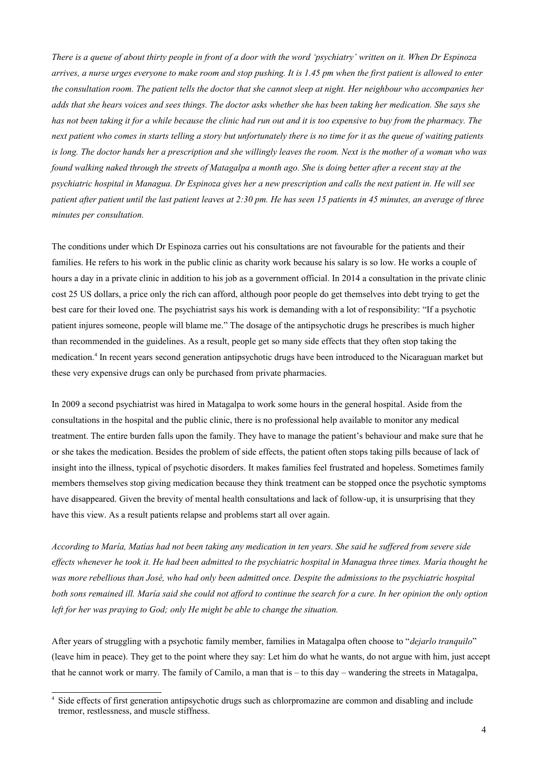*There is a queue of about thirty people in front of a door with the word 'psychiatry' written on it. When Dr Espinoza arrives, a nurse urges everyone to make room and stop pushing. It is 1.45 pm when the first patient is allowed to enter the consultation room. The patient tells the doctor that she cannot sleep at night. Her neighbour who accompanies her adds that she hears voices and sees things. The doctor asks whether she has been taking her medication. She says she has not been taking it for a while because the clinic had run out and it is too expensive to buy from the pharmacy. The next patient who comes in starts telling a story but unfortunately there is no time for it as the queue of waiting patients is long. The doctor hands her a prescription and she willingly leaves the room. Next is the mother of a woman who was found walking naked through the streets of Matagalpa a month ago. She is doing better after a recent stay at the psychiatric hospital in Managua. Dr Espinoza gives her a new prescription and calls the next patient in. He will see patient after patient until the last patient leaves at 2:30 pm. He has seen 15 patients in 45 minutes, an average of three minutes per consultation.*

The conditions under which Dr Espinoza carries out his consultations are not favourable for the patients and their families. He refers to his work in the public clinic as charity work because his salary is so low. He works a couple of hours a day in a private clinic in addition to his job as a government official. In 2014 a consultation in the private clinic cost 25 US dollars, a price only the rich can afford, although poor people do get themselves into debt trying to get the best care for their loved one. The psychiatrist says his work is demanding with a lot of responsibility: "If a psychotic patient injures someone, people will blame me." The dosage of the antipsychotic drugs he prescribes is much higher than recommended in the guidelines. As a result, people get so many side effects that they often stop taking the medication.[4] In recent years second generation antipsychotic drugs have been introduced to the Nicaraguan market but these very expensive drugs can only be purchased from private pharmacies.

In 2009 a second psychiatrist was hired in Matagalpa to work some hours in the general hospital. Aside from the consultations in the hospital and the public clinic, there is no professional help available to monitor any medical treatment. The entire burden falls upon the family. They have to manage the patient's behaviour and make sure that he or she takes the medication. Besides the problem of side effects, the patient often stops taking pills because of lack of insight into the illness, typical of psychotic disorders. It makes families feel frustrated and hopeless. Sometimes family members themselves stop giving medication because they think treatment can be stopped once the psychotic symptoms have disappeared. Given the brevity of mental health consultations and lack of follow-up, it is unsurprising that they have this view. As a result patients relapse and problems start all over again.

*According to María, Matías had not been taking any medication in ten years. She said he suffered from severe side effects whenever he took it. He had been admitted to the psychiatric hospital in Managua three times. María thought he was more rebellious than José, who had only been admitted once. Despite the admissions to the psychiatric hospital both sons remained ill. María said she could not afford to continue the search for a cure. In her opinion the only option left for her was praying to God; only He might be able to change the situation.*

After years of struggling with a psychotic family member, families in Matagalpa often choose to "*dejarlo tranquilo*" (leave him in peace). They get to the point where they say: Let him do what he wants, do not argue with him, just accept that he cannot work or marry. The family of Camilo, a man that is – to this day – wandering the streets in Matagalpa,

[4] Side effects of first generation antipsychotic drugs such as chlorpromazine are common and disabling and include tremor, restlessness, and muscle stiffness.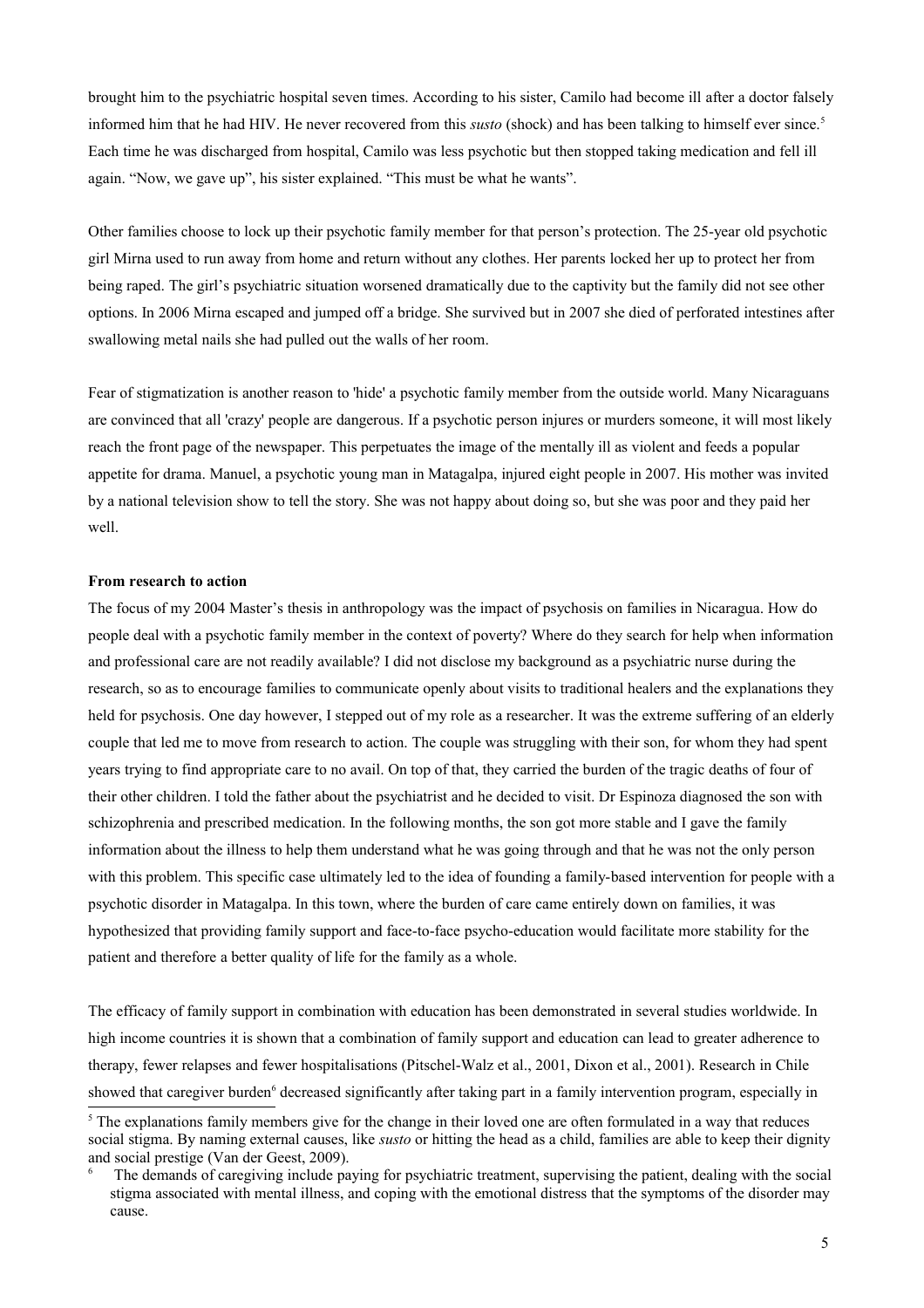brought him to the psychiatric hospital seven times. According to his sister, Camilo had become ill after a doctor falsely informed him that he had HIV. He never recovered from this *susto* (shock) and has been talking to himself ever since.[5] Each time he was discharged from hospital, Camilo was less psychotic but then stopped taking medication and fell ill again. "Now, we gave up", his sister explained. "This must be what he wants".

Other families choose to lock up their psychotic family member for that person's protection. The 25-year old psychotic girl Mirna used to run away from home and return without any clothes. Her parents locked her up to protect her from being raped. The girl's psychiatric situation worsened dramatically due to the captivity but the family did not see other options. In 2006 Mirna escaped and jumped off a bridge. She survived but in 2007 she died of perforated intestines after swallowing metal nails she had pulled out the walls of her room.

Fear of stigmatization is another reason to 'hide' a psychotic family member from the outside world. Many Nicaraguans are convinced that all 'crazy' people are dangerous. If a psychotic person injures or murders someone, it will most likely reach the front page of the newspaper. This perpetuates the image of the mentally ill as violent and feeds a popular appetite for drama. Manuel, a psychotic young man in Matagalpa, injured eight people in 2007. His mother was invited by a national television show to tell the story. She was not happy about doing so, but she was poor and they paid her well.

**From research to action**

The focus of my 2004 Master's thesis in anthropology was the impact of psychosis on families in Nicaragua. How do people deal with a psychotic family member in the context of poverty? Where do they search for help when information and professional care are not readily available? I did not disclose my background as a psychiatric nurse during the research, so as to encourage families to communicate openly about visits to traditional healers and the explanations they held for psychosis. One day however, I stepped out of my role as a researcher. It was the extreme suffering of an elderly couple that led me to move from research to action. The couple was struggling with their son, for whom they had spent years trying to find appropriate care to no avail. On top of that, they carried the burden of the tragic deaths of four of their other children. I told the father about the psychiatrist and he decided to visit. Dr Espinoza diagnosed the son with schizophrenia and prescribed medication. In the following months, the son got more stable and I gave the family information about the illness to help them understand what he was going through and that he was not the only person with this problem. This specific case ultimately led to the idea of founding a family-based intervention for people with a psychotic disorder in Matagalpa. In this town, where the burden of care came entirely down on families, it was hypothesized that providing family support and face-to-face psycho-education would facilitate more stability for the patient and therefore a better quality of life for the family as a whole.

The efficacy of family support in combination with education has been demonstrated in several studies worldwide. In high income countries it is shown that a combination of family support and education can lead to greater adherence to therapy, fewer relapses and fewer hospitalisations (Pitschel-Walz et al., 2001, Dixon et al., 2001). Research in Chile showed that caregiver burden[6] decreased significantly after taking part in a family intervention program, especially in

[5] The explanations family members give for the change in their loved one are often formulated in a way that reduces social stigma. By naming external causes, like *susto* or hitting the head as a child, families are able to keep their dignity and social prestige (Van der Geest, 2009).

[6] The demands of caregiving include paying for psychiatric treatment, supervising the patient, dealing with the social stigma associated with mental illness, and coping with the emotional distress that the symptoms of the disorder may cause.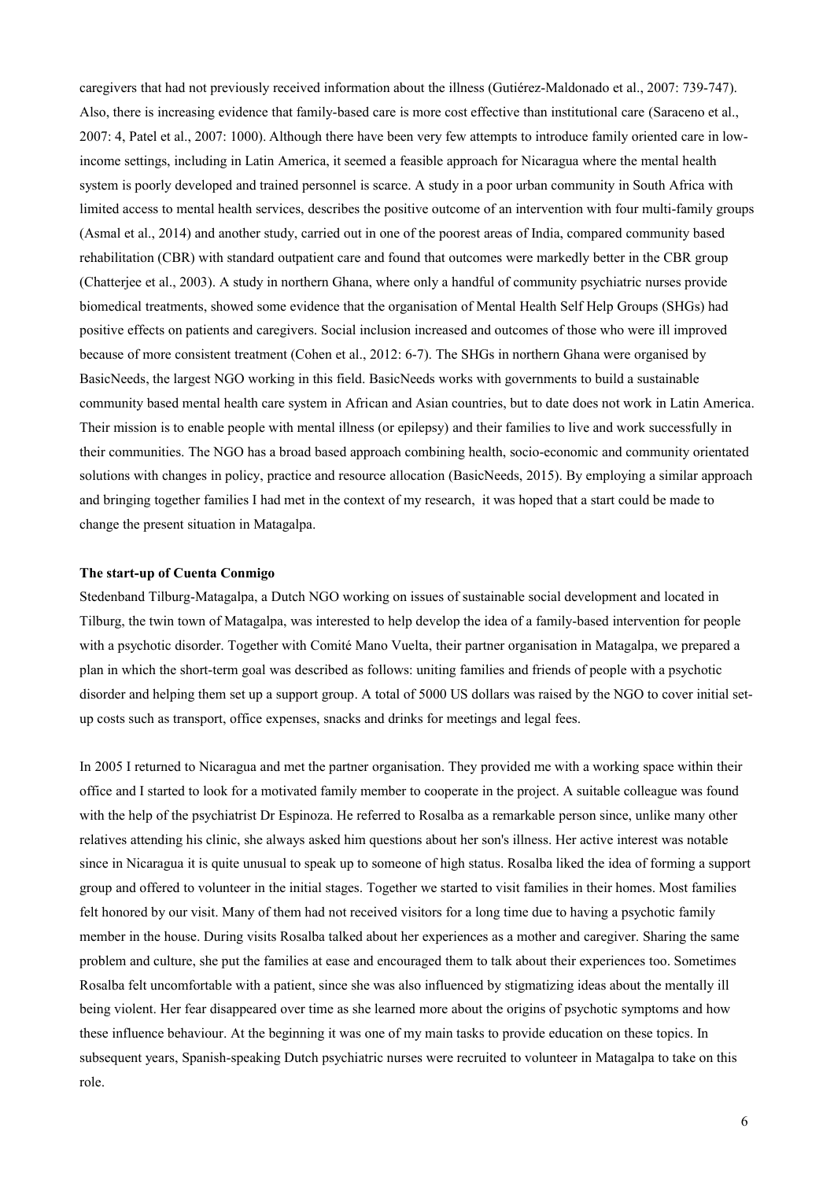caregivers that had not previously received information about the illness (Gutiérez-Maldonado et al., 2007: 739-747). Also, there is increasing evidence that family-based care is more cost effective than institutional care (Saraceno et al., 2007: 4, Patel et al., 2007: 1000). Although there have been very few attempts to introduce family oriented care in low-income settings, including in Latin America, it seemed a feasible approach for Nicaragua where the mental health system is poorly developed and trained personnel is scarce. A study in a poor urban community in South Africa with limited access to mental health services, describes the positive outcome of an intervention with four multi-family groups (Asmal et al., 2014) and another study, carried out in one of the poorest areas of India, compared community based rehabilitation (CBR) with standard outpatient care and found that outcomes were markedly better in the CBR group (Chatterjee et al., 2003). A study in northern Ghana, where only a handful of community psychiatric nurses provide biomedical treatments, showed some evidence that the organisation of Mental Health Self Help Groups (SHGs) had positive effects on patients and caregivers. Social inclusion increased and outcomes of those who were ill improved because of more consistent treatment (Cohen et al., 2012: 6-7). The SHGs in northern Ghana were organised by BasicNeeds, the largest NGO working in this field. BasicNeeds works with governments to build a sustainable community based mental health care system in African and Asian countries, but to date does not work in Latin America. Their mission is to enable people with mental illness (or epilepsy) and their families to live and work successfully in their communities. The NGO has a broad based approach combining health, socio-economic and community orientated solutions with changes in policy, practice and resource allocation (BasicNeeds, 2015). By employing a similar approach and bringing together families I had met in the context of my research, it was hoped that a start could be made to change the present situation in Matagalpa.

**The start-up of Cuenta Conmigo**

Stedenband Tilburg-Matagalpa, a Dutch NGO working on issues of sustainable social development and located in Tilburg, the twin town of Matagalpa, was interested to help develop the idea of a family-based intervention for people with a psychotic disorder. Together with Comité Mano Vuelta, their partner organisation in Matagalpa, we prepared a plan in which the short-term goal was described as follows: uniting families and friends of people with a psychotic disorder and helping them set up a support group. A total of 5000 US dollars was raised by the NGO to cover initial set-up costs such as transport, office expenses, snacks and drinks for meetings and legal fees.

In 2005 I returned to Nicaragua and met the partner organisation. They provided me with a working space within their office and I started to look for a motivated family member to cooperate in the project. A suitable colleague was found with the help of the psychiatrist Dr Espinoza. He referred to Rosalba as a remarkable person since, unlike many other relatives attending his clinic, she always asked him questions about her son's illness. Her active interest was notable since in Nicaragua it is quite unusual to speak up to someone of high status. Rosalba liked the idea of forming a support group and offered to volunteer in the initial stages. Together we started to visit families in their homes. Most families felt honored by our visit. Many of them had not received visitors for a long time due to having a psychotic family member in the house. During visits Rosalba talked about her experiences as a mother and caregiver. Sharing the same problem and culture, she put the families at ease and encouraged them to talk about their experiences too. Sometimes Rosalba felt uncomfortable with a patient, since she was also influenced by stigmatizing ideas about the mentally ill being violent. Her fear disappeared over time as she learned more about the origins of psychotic symptoms and how these influence behaviour. At the beginning it was one of my main tasks to provide education on these topics. In subsequent years, Spanish-speaking Dutch psychiatric nurses were recruited to volunteer in Matagalpa to take on this role.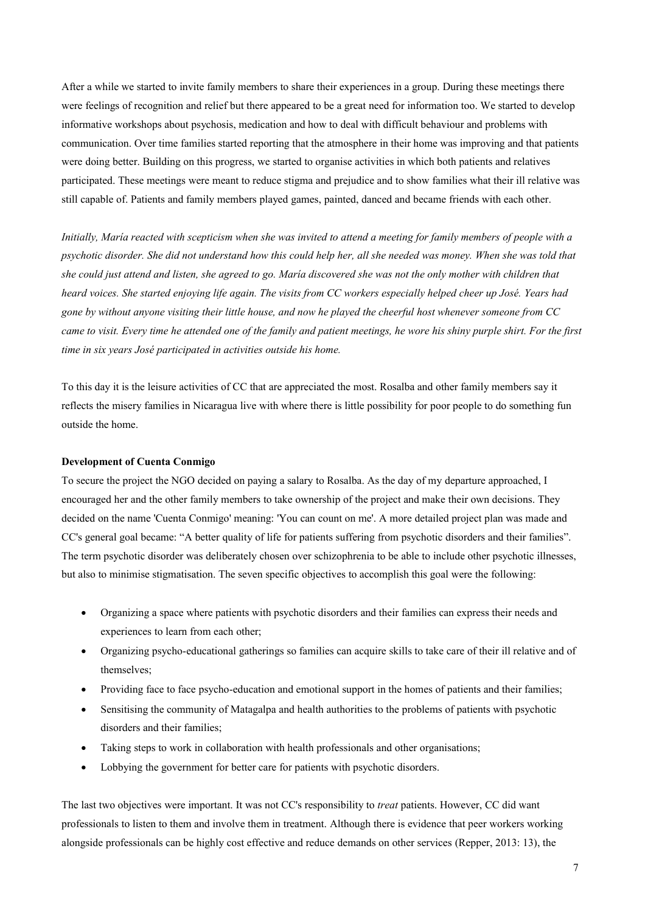After a while we started to invite family members to share their experiences in a group. During these meetings there were feelings of recognition and relief but there appeared to be a great need for information too. We started to develop informative workshops about psychosis, medication and how to deal with difficult behaviour and problems with communication. Over time families started reporting that the atmosphere in their home was improving and that patients were doing better. Building on this progress, we started to organise activities in which both patients and relatives participated. These meetings were meant to reduce stigma and prejudice and to show families what their ill relative was still capable of. Patients and family members played games, painted, danced and became friends with each other.

*Initially, María reacted with scepticism when she was invited to attend a meeting for family members of people with a psychotic disorder. She did not understand how this could help her, all she needed was money. When she was told that she could just attend and listen, she agreed to go. María discovered she was not the only mother with children that heard voices. She started enjoying life again. The visits from CC workers especially helped cheer up José. Years had gone by without anyone visiting their little house, and now he played the cheerful host whenever someone from CC came to visit. Every time he attended one of the family and patient meetings, he wore his shiny purple shirt. For the first time in six years José participated in activities outside his home.*

To this day it is the leisure activities of CC that are appreciated the most. Rosalba and other family members say it reflects the misery families in Nicaragua live with where there is little possibility for poor people to do something fun outside the home.

**Development of Cuenta Conmigo**

To secure the project the NGO decided on paying a salary to Rosalba. As the day of my departure approached, I encouraged her and the other family members to take ownership of the project and make their own decisions. They decided on the name 'Cuenta Conmigo' meaning: 'You can count on me'. A more detailed project plan was made and CC's general goal became: "A better quality of life for patients suffering from psychotic disorders and their families". The term psychotic disorder was deliberately chosen over schizophrenia to be able to include other psychotic illnesses, but also to minimise stigmatisation. The seven specific objectives to accomplish this goal were the following:

- Organizing a space where patients with psychotic disorders and their families can express their needs and experiences to learn from each other;
- Organizing psycho-educational gatherings so families can acquire skills to take care of their ill relative and of themselves;
- Providing face to face psycho-education and emotional support in the homes of patients and their families;
- Sensitising the community of Matagalpa and health authorities to the problems of patients with psychotic disorders and their families;
- Taking steps to work in collaboration with health professionals and other organisations;
- Lobbying the government for better care for patients with psychotic disorders.

The last two objectives were important. It was not CC's responsibility to *treat* patients. However, CC did want professionals to listen to them and involve them in treatment. Although there is evidence that peer workers working alongside professionals can be highly cost effective and reduce demands on other services (Repper, 2013: 13), the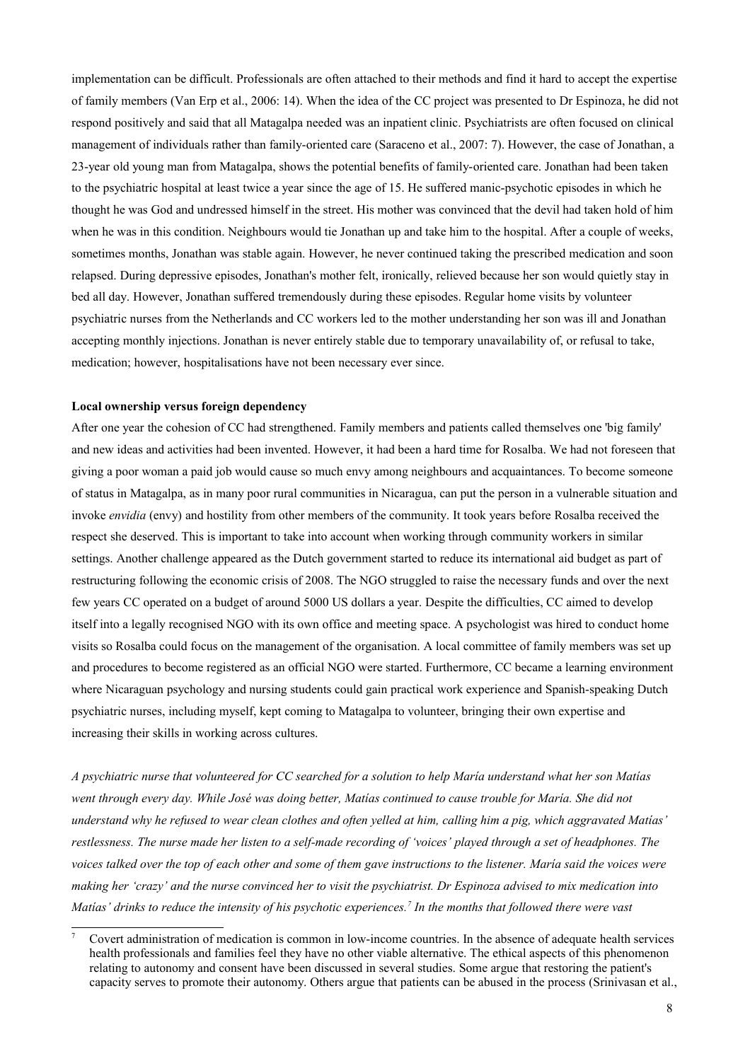implementation can be difficult. Professionals are often attached to their methods and find it hard to accept the expertise of family members (Van Erp et al., 2006: 14). When the idea of the CC project was presented to Dr Espinoza, he did not respond positively and said that all Matagalpa needed was an inpatient clinic. Psychiatrists are often focused on clinical management of individuals rather than family-oriented care (Saraceno et al., 2007: 7). However, the case of Jonathan, a 23-year old young man from Matagalpa, shows the potential benefits of family-oriented care. Jonathan had been taken to the psychiatric hospital at least twice a year since the age of 15. He suffered manic-psychotic episodes in which he thought he was God and undressed himself in the street. His mother was convinced that the devil had taken hold of him when he was in this condition. Neighbours would tie Jonathan up and take him to the hospital. After a couple of weeks, sometimes months, Jonathan was stable again. However, he never continued taking the prescribed medication and soon relapsed. During depressive episodes, Jonathan's mother felt, ironically, relieved because her son would quietly stay in bed all day. However, Jonathan suffered tremendously during these episodes. Regular home visits by volunteer psychiatric nurses from the Netherlands and CC workers led to the mother understanding her son was ill and Jonathan accepting monthly injections. Jonathan is never entirely stable due to temporary unavailability of, or refusal to take, medication; however, hospitalisations have not been necessary ever since.

**Local ownership versus foreign dependency**

After one year the cohesion of CC had strengthened. Family members and patients called themselves one 'big family' and new ideas and activities had been invented. However, it had been a hard time for Rosalba. We had not foreseen that giving a poor woman a paid job would cause so much envy among neighbours and acquaintances. To become someone of status in Matagalpa, as in many poor rural communities in Nicaragua, can put the person in a vulnerable situation and invoke *envidia* (envy) and hostility from other members of the community. It took years before Rosalba received the respect she deserved. This is important to take into account when working through community workers in similar settings. Another challenge appeared as the Dutch government started to reduce its international aid budget as part of restructuring following the economic crisis of 2008. The NGO struggled to raise the necessary funds and over the next few years CC operated on a budget of around 5000 US dollars a year. Despite the difficulties, CC aimed to develop itself into a legally recognised NGO with its own office and meeting space. A psychologist was hired to conduct home visits so Rosalba could focus on the management of the organisation. A local committee of family members was set up and procedures to become registered as an official NGO were started. Furthermore, CC became a learning environment where Nicaraguan psychology and nursing students could gain practical work experience and Spanish-speaking Dutch psychiatric nurses, including myself, kept coming to Matagalpa to volunteer, bringing their own expertise and increasing their skills in working across cultures.

*A psychiatric nurse that volunteered for CC searched for a solution to help María understand what her son Matías went through every day. While José was doing better, Matías continued to cause trouble for María. She did not understand why he refused to wear clean clothes and often yelled at him, calling him a pig, which aggravated Matías' restlessness. The nurse made her listen to a self-made recording of 'voices' played through a set of headphones. The voices talked over the top of each other and some of them gave instructions to the listener. María said the voices were making her 'crazy' and the nurse convinced her to visit the psychiatrist. Dr Espinoza advised to mix medication into Matías' drinks to reduce the intensity of his psychotic experiences.*[7] *In the months that followed there were vast*

[7] Covert administration of medication is common in low-income countries. In the absence of adequate health services health professionals and families feel they have no other viable alternative. The ethical aspects of this phenomenon relating to autonomy and consent have been discussed in several studies. Some argue that restoring the patient's capacity serves to promote their autonomy. Others argue that patients can be abused in the process (Srinivasan et al.,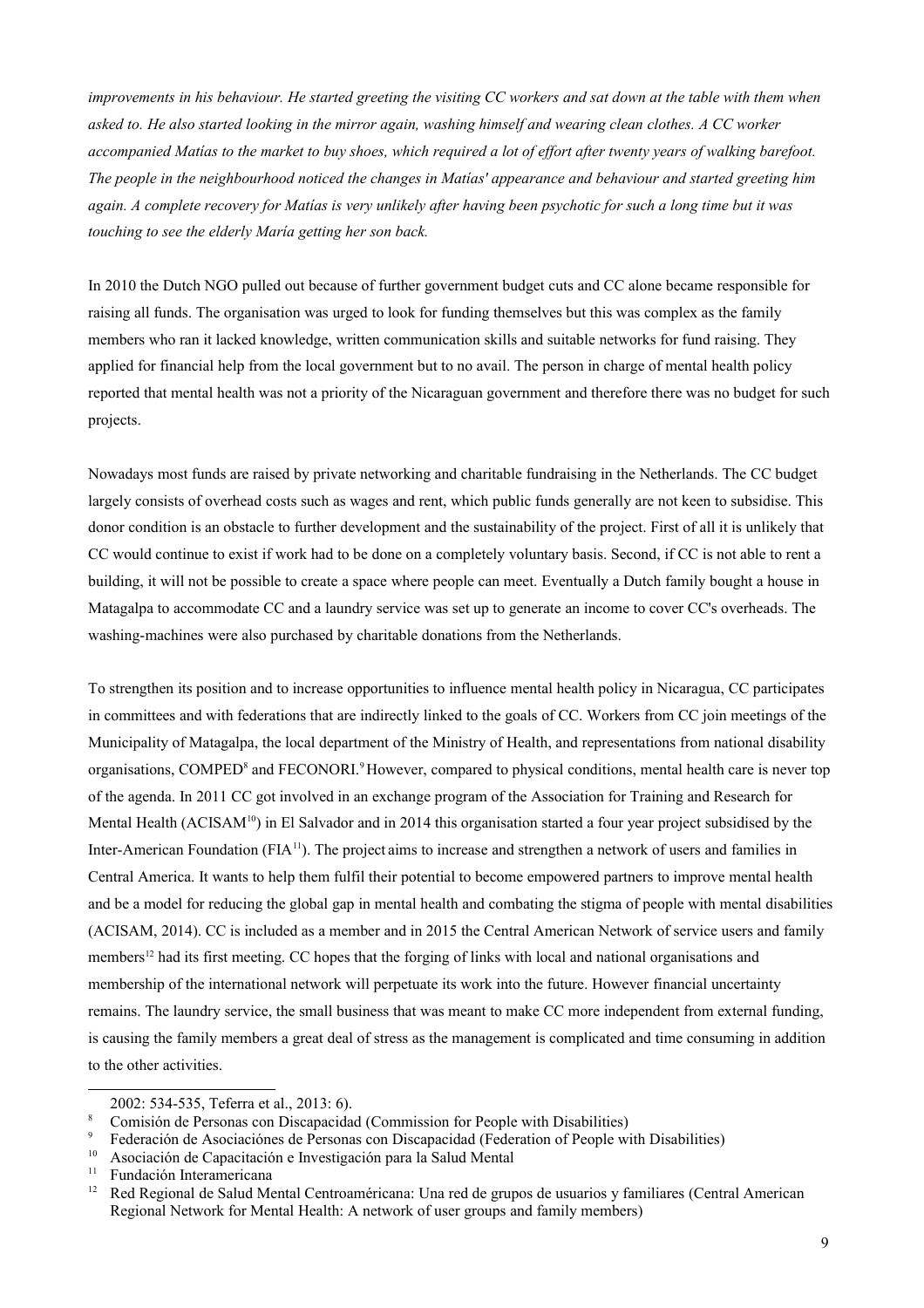*improvements in his behaviour. He started greeting the visiting CC workers and sat down at the table with them when asked to. He also started looking in the mirror again, washing himself and wearing clean clothes. A CC worker accompanied Matías to the market to buy shoes, which required a lot of effort after twenty years of walking barefoot. The people in the neighbourhood noticed the changes in Matías' appearance and behaviour and started greeting him again. A complete recovery for Matías is very unlikely after having been psychotic for such a long time but it was touching to see the elderly María getting her son back.*

In 2010 the Dutch NGO pulled out because of further government budget cuts and CC alone became responsible for raising all funds. The organisation was urged to look for funding themselves but this was complex as the family members who ran it lacked knowledge, written communication skills and suitable networks for fund raising. They applied for financial help from the local government but to no avail. The person in charge of mental health policy reported that mental health was not a priority of the Nicaraguan government and therefore there was no budget for such projects.

Nowadays most funds are raised by private networking and charitable fundraising in the Netherlands. The CC budget largely consists of overhead costs such as wages and rent, which public funds generally are not keen to subsidise. This donor condition is an obstacle to further development and the sustainability of the project. First of all it is unlikely that CC would continue to exist if work had to be done on a completely voluntary basis. Second, if CC is not able to rent a building, it will not be possible to create a space where people can meet. Eventually a Dutch family bought a house in Matagalpa to accommodate CC and a laundry service was set up to generate an income to cover CC's overheads. The washing-machines were also purchased by charitable donations from the Netherlands.

To strengthen its position and to increase opportunities to influence mental health policy in Nicaragua, CC participates in committees and with federations that are indirectly linked to the goals of CC. Workers from CC join meetings of the Municipality of Matagalpa, the local department of the Ministry of Health, and representations from national disability organisations, COMPED[8] and FECONORI.[9] However, compared to physical conditions, mental health care is never top of the agenda. In 2011 CC got involved in an exchange program of the Association for Training and Research for Mental Health (ACISAM[10]) in El Salvador and in 2014 this organisation started a four year project subsidised by the Inter-American Foundation (FIA[11]). The project aims to increase and strengthen a network of users and families in Central America. It wants to help them fulfil their potential to become empowered partners to improve mental health and be a model for reducing the global gap in mental health and combating the stigma of people with mental disabilities (ACISAM, 2014). CC is included as a member and in 2015 the Central American Network of service users and family members[12] had its first meeting. CC hopes that the forging of links with local and national organisations and membership of the international network will perpetuate its work into the future. However financial uncertainty remains. The laundry service, the small business that was meant to make CC more independent from external funding, is causing the family members a great deal of stress as the management is complicated and time consuming in addition to the other activities.

2002: 534-535, Teferra et al., 2013: 6).

[8] Comisión de Personas con Discapacidad (Commission for People with Disabilities)

[9] Federación de Asociaciónes de Personas con Discapacidad (Federation of People with Disabilities)

[10] Asociación de Capacitación e Investigación para la Salud Mental

[11] Fundación Interamericana

[12] Red Regional de Salud Mental Centroaméricana: Una red de grupos de usuarios y familiares (Central American Regional Network for Mental Health: A network of user groups and family members)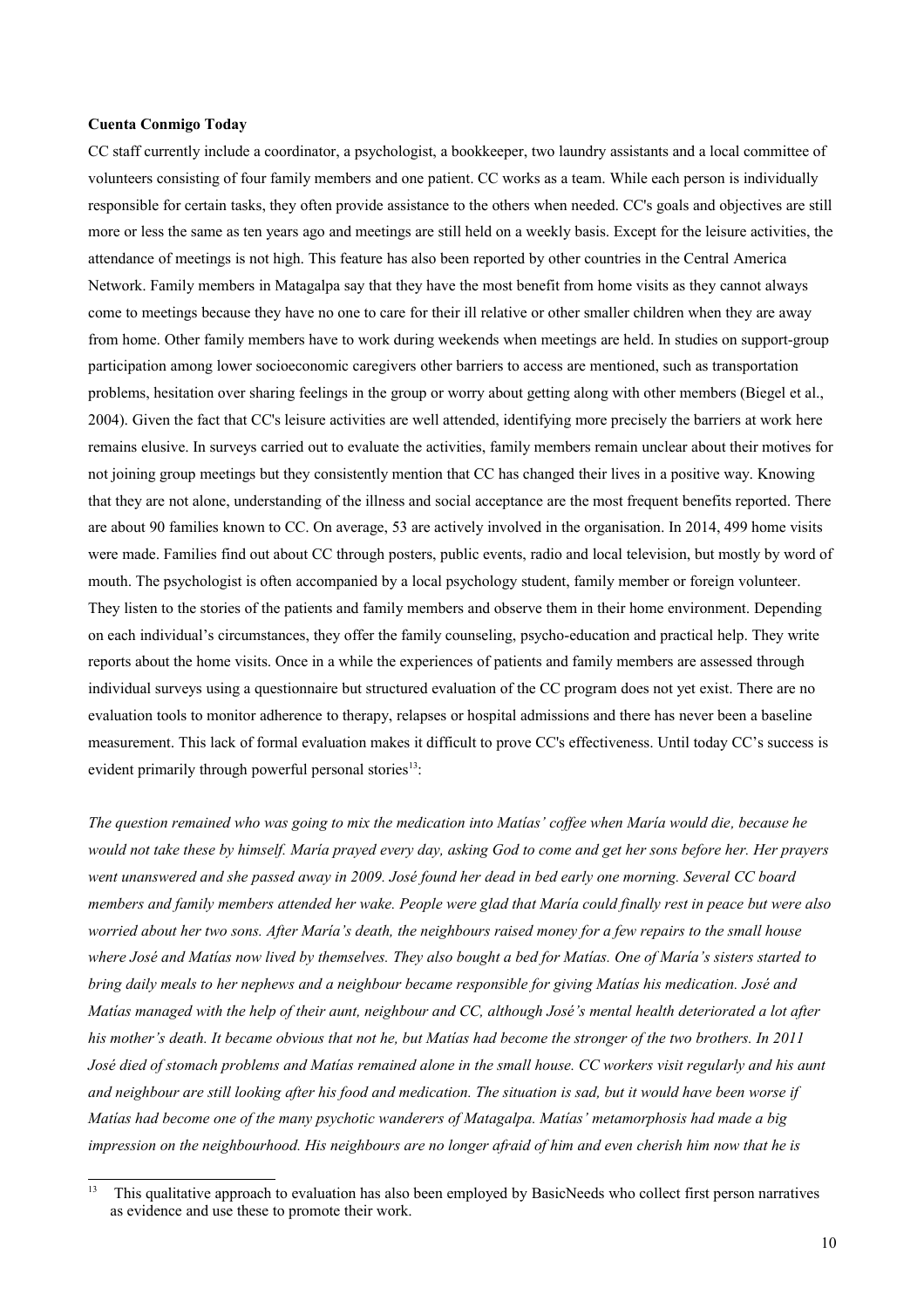**Cuenta Conmigo Today**

CC staff currently include a coordinator, a psychologist, a bookkeeper, two laundry assistants and a local committee of volunteers consisting of four family members and one patient. CC works as a team. While each person is individually responsible for certain tasks, they often provide assistance to the others when needed. CC's goals and objectives are still more or less the same as ten years ago and meetings are still held on a weekly basis. Except for the leisure activities, the attendance of meetings is not high. This feature has also been reported by other countries in the Central America Network. Family members in Matagalpa say that they have the most benefit from home visits as they cannot always come to meetings because they have no one to care for their ill relative or other smaller children when they are away from home. Other family members have to work during weekends when meetings are held. In studies on support-group participation among lower socioeconomic caregivers other barriers to access are mentioned, such as transportation problems, hesitation over sharing feelings in the group or worry about getting along with other members (Biegel et al., 2004). Given the fact that CC's leisure activities are well attended, identifying more precisely the barriers at work here remains elusive. In surveys carried out to evaluate the activities, family members remain unclear about their motives for not joining group meetings but they consistently mention that CC has changed their lives in a positive way. Knowing that they are not alone, understanding of the illness and social acceptance are the most frequent benefits reported. There are about 90 families known to CC. On average, 53 are actively involved in the organisation. In 2014, 499 home visits were made. Families find out about CC through posters, public events, radio and local television, but mostly by word of mouth. The psychologist is often accompanied by a local psychology student, family member or foreign volunteer. They listen to the stories of the patients and family members and observe them in their home environment. Depending on each individual's circumstances, they offer the family counseling, psycho-education and practical help. They write reports about the home visits. Once in a while the experiences of patients and family members are assessed through individual surveys using a questionnaire but structured evaluation of the CC program does not yet exist. There are no evaluation tools to monitor adherence to therapy, relapses or hospital admissions and there has never been a baseline measurement. This lack of formal evaluation makes it difficult to prove CC's effectiveness. Until today CC's success is evident primarily through powerful personal stories[13]:

*The question remained who was going to mix the medication into Matías' coffee when María would die, because he would not take these by himself. María prayed every day, asking God to come and get her sons before her. Her prayers went unanswered and she passed away in 2009. José found her dead in bed early one morning. Several CC board members and family members attended her wake. People were glad that María could finally rest in peace but were also worried about her two sons. After María's death, the neighbours raised money for a few repairs to the small house where José and Matías now lived by themselves. They also bought a bed for Matías. One of María's sisters started to bring daily meals to her nephews and a neighbour became responsible for giving Matías his medication. José and Matías managed with the help of their aunt, neighbour and CC, although José's mental health deteriorated a lot after his mother's death. It became obvious that not he, but Matías had become the stronger of the two brothers. In 2011 José died of stomach problems and Matías remained alone in the small house. CC workers visit regularly and his aunt and neighbour are still looking after his food and medication. The situation is sad, but it would have been worse if Matías had become one of the many psychotic wanderers of Matagalpa. Matías' metamorphosis had made a big impression on the neighbourhood. His neighbours are no longer afraid of him and even cherish him now that he is*

[13] This qualitative approach to evaluation has also been employed by BasicNeeds who collect first person narratives as evidence and use these to promote their work.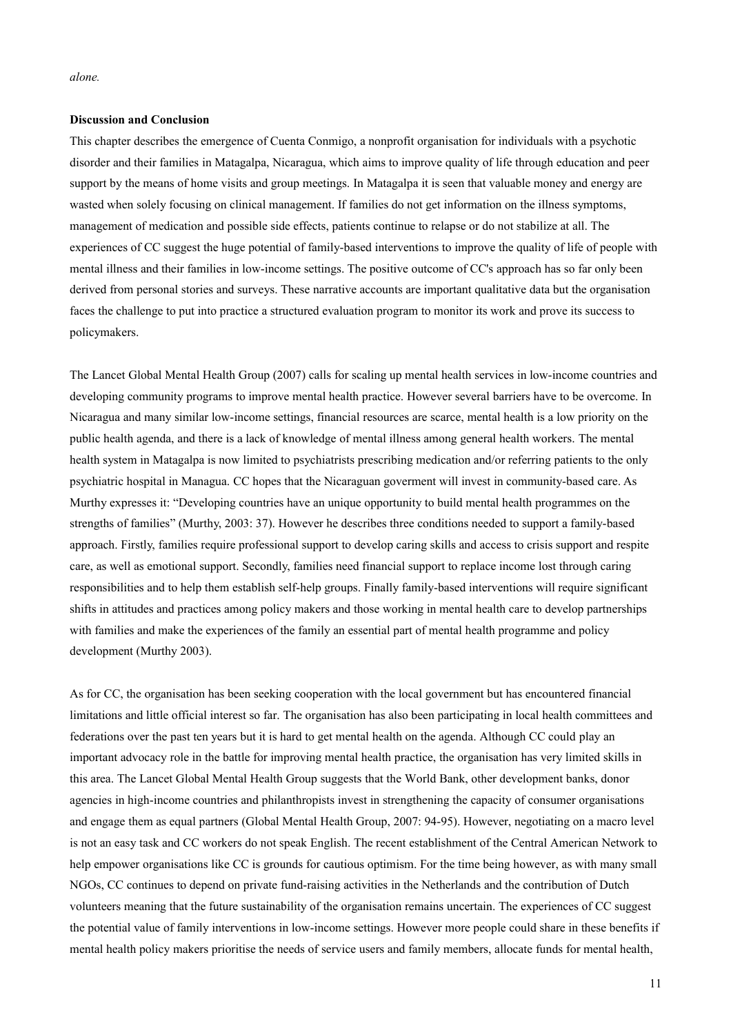*alone.*

**Discussion and Conclusion**

This chapter describes the emergence of Cuenta Conmigo, a nonprofit organisation for individuals with a psychotic disorder and their families in Matagalpa, Nicaragua, which aims to improve quality of life through education and peer support by the means of home visits and group meetings. In Matagalpa it is seen that valuable money and energy are wasted when solely focusing on clinical management. If families do not get information on the illness symptoms, management of medication and possible side effects, patients continue to relapse or do not stabilize at all. The experiences of CC suggest the huge potential of family-based interventions to improve the quality of life of people with mental illness and their families in low-income settings. The positive outcome of CC's approach has so far only been derived from personal stories and surveys. These narrative accounts are important qualitative data but the organisation faces the challenge to put into practice a structured evaluation program to monitor its work and prove its success to policymakers.

The Lancet Global Mental Health Group (2007) calls for scaling up mental health services in low-income countries and developing community programs to improve mental health practice. However several barriers have to be overcome. In Nicaragua and many similar low-income settings, financial resources are scarce, mental health is a low priority on the public health agenda, and there is a lack of knowledge of mental illness among general health workers. The mental health system in Matagalpa is now limited to psychiatrists prescribing medication and/or referring patients to the only psychiatric hospital in Managua. CC hopes that the Nicaraguan goverment will invest in community-based care. As Murthy expresses it: "Developing countries have an unique opportunity to build mental health programmes on the strengths of families" (Murthy, 2003: 37). However he describes three conditions needed to support a family-based approach. Firstly, families require professional support to develop caring skills and access to crisis support and respite care, as well as emotional support. Secondly, families need financial support to replace income lost through caring responsibilities and to help them establish self-help groups. Finally family-based interventions will require significant shifts in attitudes and practices among policy makers and those working in mental health care to develop partnerships with families and make the experiences of the family an essential part of mental health programme and policy development (Murthy 2003).

As for CC, the organisation has been seeking cooperation with the local government but has encountered financial limitations and little official interest so far. The organisation has also been participating in local health committees and federations over the past ten years but it is hard to get mental health on the agenda. Although CC could play an important advocacy role in the battle for improving mental health practice, the organisation has very limited skills in this area. The Lancet Global Mental Health Group suggests that the World Bank, other development banks, donor agencies in high-income countries and philanthropists invest in strengthening the capacity of consumer organisations and engage them as equal partners (Global Mental Health Group, 2007: 94-95). However, negotiating on a macro level is not an easy task and CC workers do not speak English. The recent establishment of the Central American Network to help empower organisations like CC is grounds for cautious optimism. For the time being however, as with many small NGOs, CC continues to depend on private fund-raising activities in the Netherlands and the contribution of Dutch volunteers meaning that the future sustainability of the organisation remains uncertain. The experiences of CC suggest the potential value of family interventions in low-income settings. However more people could share in these benefits if mental health policy makers prioritise the needs of service users and family members, allocate funds for mental health,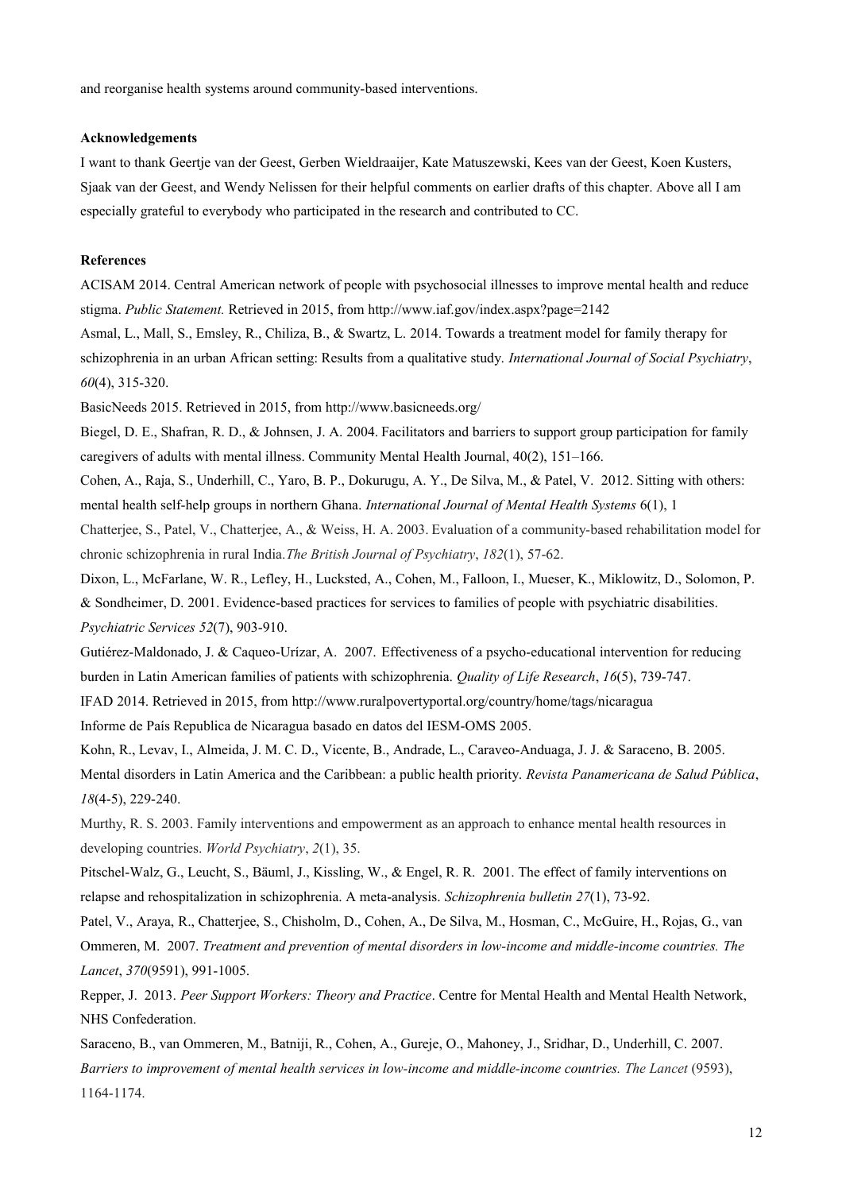and reorganise health systems around community-based interventions.

**Acknowledgements**

I want to thank Geertje van der Geest, Gerben Wieldraaijer, Kate Matuszewski, Kees van der Geest, Koen Kusters, Sjaak van der Geest, and Wendy Nelissen for their helpful comments on earlier drafts of this chapter. Above all I am especially grateful to everybody who participated in the research and contributed to CC.

**References**

ACISAM 2014. Central American network of people with psychosocial illnesses to improve mental health and reduce stigma. *Public Statement.* Retrieved in 2015, from http://www.iaf.gov/index.aspx?page=2142

Asmal, L., Mall, S., Emsley, R., Chiliza, B., & Swartz, L. 2014. Towards a treatment model for family therapy for schizophrenia in an urban African setting: Results from a qualitative study. *International Journal of Social Psychiatry*, *60*(4), 315-320.

BasicNeeds 2015. Retrieved in 2015, from http://www.basicneeds.org/

Biegel, D. E., Shafran, R. D., & Johnsen, J. A. 2004. Facilitators and barriers to support group participation for family caregivers of adults with mental illness. Community Mental Health Journal, 40(2), 151–166.

Cohen, A., Raja, S., Underhill, C., Yaro, B. P., Dokurugu, A. Y., De Silva, M., & Patel, V. 2012. Sitting with others: mental health self-help groups in northern Ghana. *International Journal of Mental Health Systems* 6(1), 1

Chatterjee, S., Patel, V., Chatterjee, A., & Weiss, H. A. 2003. Evaluation of a community-based rehabilitation model for chronic schizophrenia in rural India.*The British Journal of Psychiatry*, *182*(1), 57-62.

Dixon, L., McFarlane, W. R., Lefley, H., Lucksted, A., Cohen, M., Falloon, I., Mueser, K., Miklowitz, D., Solomon, P. & Sondheimer, D. 2001. Evidence-based practices for services to families of people with psychiatric disabilities. *Psychiatric Services 52*(7), 903-910.

Gutiérez-Maldonado, J. & Caqueo-Urízar, A. 2007. Effectiveness of a psycho-educational intervention for reducing burden in Latin American families of patients with schizophrenia. *Quality of Life Research*, *16*(5), 739-747.

IFAD 2014. Retrieved in 2015, from http://www.ruralpovertyportal.org/country/home/tags/nicaragua

Informe de País Republica de Nicaragua basado en datos del IESM-OMS 2005.

Kohn, R., Levav, I., Almeida, J. M. C. D., Vicente, B., Andrade, L., Caraveo-Anduaga, J. J. & Saraceno, B. 2005. Mental disorders in Latin America and the Caribbean: a public health priority. *Revista Panamericana de Salud Pública*, *18*(4-5), 229-240.

Murthy, R. S. 2003. Family interventions and empowerment as an approach to enhance mental health resources in developing countries. *World Psychiatry*, *2*(1), 35.

Pitschel-Walz, G., Leucht, S., Bäuml, J., Kissling, W., & Engel, R. R. 2001. The effect of family interventions on relapse and rehospitalization in schizophrenia. A meta-analysis. *Schizophrenia bulletin 27*(1), 73-92.

Patel, V., Araya, R., Chatterjee, S., Chisholm, D., Cohen, A., De Silva, M., Hosman, C., McGuire, H., Rojas, G., van Ommeren, M. 2007. *Treatment and prevention of mental disorders in low-income and middle-income countries. The Lancet*, *370*(9591), 991-1005.

Repper, J. 2013. *Peer Support Workers: Theory and Practice*. Centre for Mental Health and Mental Health Network, NHS Confederation.

Saraceno, B., van Ommeren, M., Batniji, R., Cohen, A., Gureje, O., Mahoney, J., Sridhar, D., Underhill, C. 2007. *Barriers to improvement of mental health services in low-income and middle-income countries. The Lancet* (9593), 1164-1174.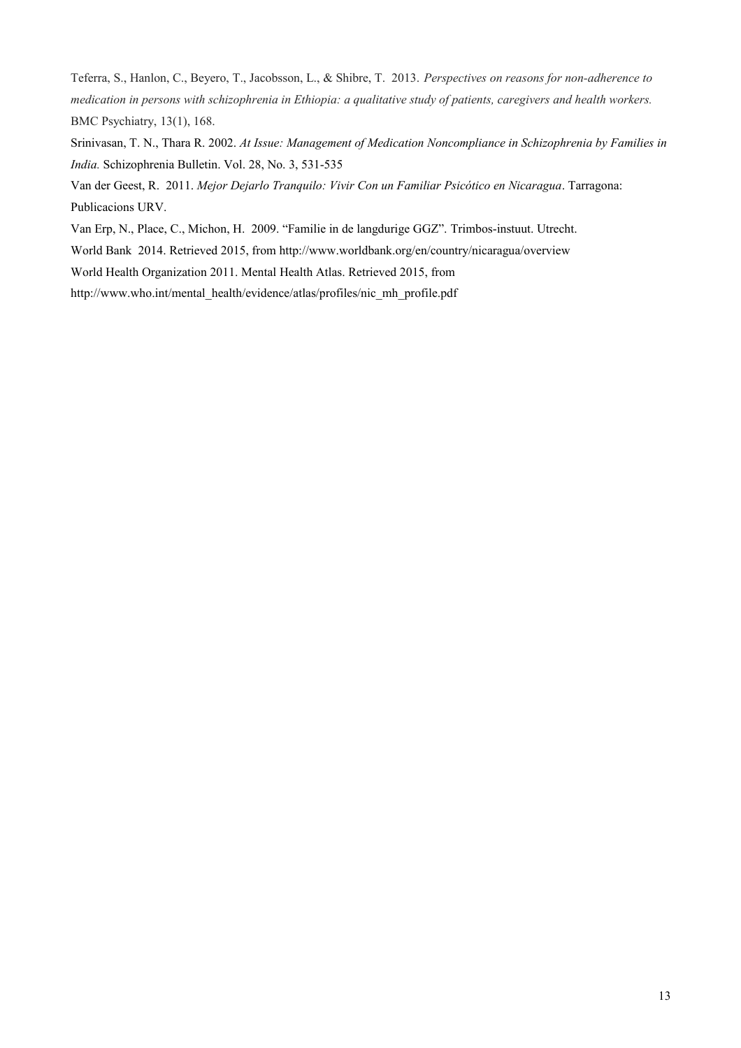Teferra, S., Hanlon, C., Beyero, T., Jacobsson, L., & Shibre, T. 2013. *Perspectives on reasons for non-adherence to medication in persons with schizophrenia in Ethiopia: a qualitative study of patients, caregivers and health workers.* BMC Psychiatry, 13(1), 168.

Srinivasan, T. N., Thara R. 2002. *At Issue: Management of Medication Noncompliance in Schizophrenia by Families in India.* Schizophrenia Bulletin. Vol. 28, No. 3, 531-535

Van der Geest, R. 2011. *Mejor Dejarlo Tranquilo: Vivir Con un Familiar Psicótico en Nicaragua*. Tarragona: Publicacions URV.

Van Erp, N., Place, C., Michon, H. 2009. "Familie in de langdurige GGZ". Trimbos-instuut. Utrecht.

World Bank 2014. Retrieved 2015, from http://www.worldbank.org/en/country/nicaragua/overview

World Health Organization 2011. Mental Health Atlas. Retrieved 2015, from http://www.who.int/mental_health/evidence/atlas/profiles/nic_mh_profile.pdf